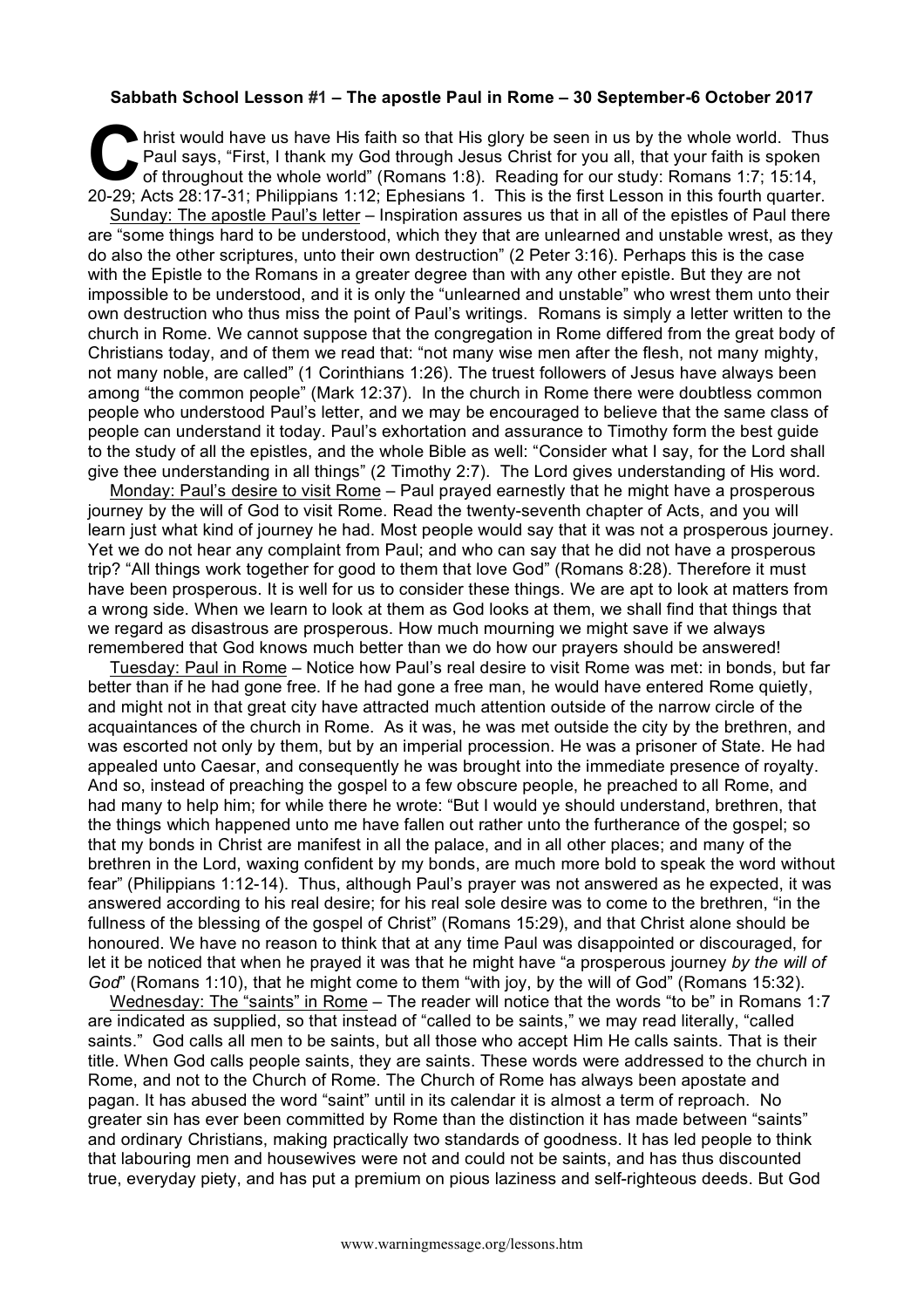**Sabbath School Lesson #1 – The apostle Paul in Rome – 30 September-6 October 2017**

Christ would have us have His faith so that His glory be seen in us by the whole world. Thus Paul says, "First, I thank my God through Jesus Christ for you all, that your faith is spoken of throughout the whole world" (Romans 1:8). Reading for our study: Romans 1:7; 15:14, 20-29; Acts 28:17-31; Philippians 1:12; Ephesians 1. This is the first Lesson in this fourth quarter.

Sunday: The apostle Paul's letter – Inspiration assures us that in all of the epistles of Paul there are "some things hard to be understood, which they that are unlearned and unstable wrest, as they do also the other scriptures, unto their own destruction" (2 Peter 3:16). Perhaps this is the case with the Epistle to the Romans in a greater degree than with any other epistle. But they are not impossible to be understood, and it is only the "unlearned and unstable" who wrest them unto their own destruction who thus miss the point of Paul's writings. Romans is simply a letter written to the church in Rome. We cannot suppose that the congregation in Rome differed from the great body of Christians today, and of them we read that: "not many wise men after the flesh, not many mighty, not many noble, are called" (1 Corinthians 1:26). The truest followers of Jesus have always been among "the common people" (Mark 12:37). In the church in Rome there were doubtless common people who understood Paul's letter, and we may be encouraged to believe that the same class of people can understand it today. Paul's exhortation and assurance to Timothy form the best guide to the study of all the epistles, and the whole Bible as well: "Consider what I say, for the Lord shall give thee understanding in all things" (2 Timothy 2:7). The Lord gives understanding of His word.

Monday: Paul's desire to visit Rome – Paul prayed earnestly that he might have a prosperous journey by the will of God to visit Rome. Read the twenty-seventh chapter of Acts, and you will learn just what kind of journey he had. Most people would say that it was not a prosperous journey. Yet we do not hear any complaint from Paul; and who can say that he did not have a prosperous trip? "All things work together for good to them that love God" (Romans 8:28). Therefore it must have been prosperous. It is well for us to consider these things. We are apt to look at matters from a wrong side. When we learn to look at them as God looks at them, we shall find that things that we regard as disastrous are prosperous. How much mourning we might save if we always remembered that God knows much better than we do how our prayers should be answered!

Tuesday: Paul in Rome – Notice how Paul's real desire to visit Rome was met: in bonds, but far better than if he had gone free. If he had gone a free man, he would have entered Rome quietly, and might not in that great city have attracted much attention outside of the narrow circle of the acquaintances of the church in Rome. As it was, he was met outside the city by the brethren, and was escorted not only by them, but by an imperial procession. He was a prisoner of State. He had appealed unto Caesar, and consequently he was brought into the immediate presence of royalty. And so, instead of preaching the gospel to a few obscure people, he preached to all Rome, and had many to help him; for while there he wrote: "But I would ye should understand, brethren, that the things which happened unto me have fallen out rather unto the furtherance of the gospel; so that my bonds in Christ are manifest in all the palace, and in all other places; and many of the brethren in the Lord, waxing confident by my bonds, are much more bold to speak the word without fear" (Philippians 1:12-14). Thus, although Paul's prayer was not answered as he expected, it was answered according to his real desire; for his real sole desire was to come to the brethren, "in the fullness of the blessing of the gospel of Christ" (Romans 15:29), and that Christ alone should be honoured. We have no reason to think that at any time Paul was disappointed or discouraged, for let it be noticed that when he prayed it was that he might have "a prosperous journey *by the will of God*" (Romans 1:10), that he might come to them "with joy, by the will of God" (Romans 15:32).

Wednesday: The "saints" in Rome – The reader will notice that the words "to be" in Romans 1:7 are indicated as supplied, so that instead of "called to be saints," we may read literally, "called saints." God calls all men to be saints, but all those who accept Him He calls saints. That is their title. When God calls people saints, they are saints. These words were addressed to the church in Rome, and not to the Church of Rome. The Church of Rome has always been apostate and pagan. It has abused the word "saint" until in its calendar it is almost a term of reproach. No greater sin has ever been committed by Rome than the distinction it has made between "saints" and ordinary Christians, making practically two standards of goodness. It has led people to think that labouring men and housewives were not and could not be saints, and has thus discounted true, everyday piety, and has put a premium on pious laziness and self-righteous deeds. But God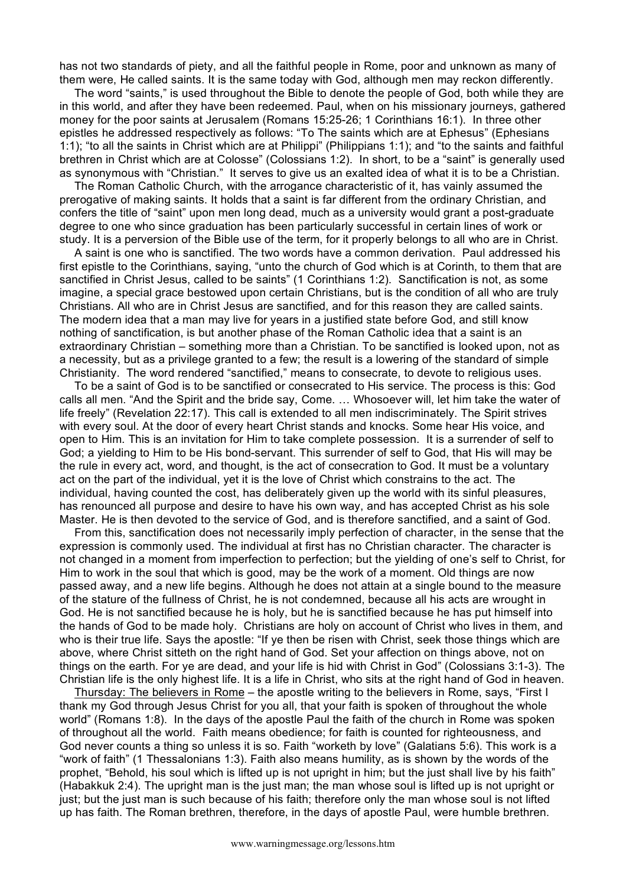has not two standards of piety, and all the faithful people in Rome, poor and unknown as many of them were, He called saints. It is the same today with God, although men may reckon differently.

The word "saints," is used throughout the Bible to denote the people of God, both while they are in this world, and after they have been redeemed. Paul, when on his missionary journeys, gathered money for the poor saints at Jerusalem (Romans 15:25-26; 1 Corinthians 16:1). In three other epistles he addressed respectively as follows: "To The saints which are at Ephesus" (Ephesians 1:1); "to all the saints in Christ which are at Philippi" (Philippians 1:1); and "to the saints and faithful brethren in Christ which are at Colosse" (Colossians 1:2). In short, to be a "saint" is generally used as synonymous with "Christian." It serves to give us an exalted idea of what it is to be a Christian.

The Roman Catholic Church, with the arrogance characteristic of it, has vainly assumed the prerogative of making saints. It holds that a saint is far different from the ordinary Christian, and confers the title of "saint" upon men long dead, much as a university would grant a post-graduate degree to one who since graduation has been particularly successful in certain lines of work or study. It is a perversion of the Bible use of the term, for it properly belongs to all who are in Christ.

A saint is one who is sanctified. The two words have a common derivation. Paul addressed his first epistle to the Corinthians, saying, "unto the church of God which is at Corinth, to them that are sanctified in Christ Jesus, called to be saints" (1 Corinthians 1:2). Sanctification is not, as some imagine, a special grace bestowed upon certain Christians, but is the condition of all who are truly Christians. All who are in Christ Jesus are sanctified, and for this reason they are called saints. The modern idea that a man may live for years in a justified state before God, and still know nothing of sanctification, is but another phase of the Roman Catholic idea that a saint is an extraordinary Christian – something more than a Christian. To be sanctified is looked upon, not as a necessity, but as a privilege granted to a few; the result is a lowering of the standard of simple Christianity. The word rendered "sanctified," means to consecrate, to devote to religious uses.

To be a saint of God is to be sanctified or consecrated to His service. The process is this: God calls all men. "And the Spirit and the bride say, Come. … Whosoever will, let him take the water of life freely" (Revelation 22:17). This call is extended to all men indiscriminately. The Spirit strives with every soul. At the door of every heart Christ stands and knocks. Some hear His voice, and open to Him. This is an invitation for Him to take complete possession. It is a surrender of self to God; a yielding to Him to be His bond-servant. This surrender of self to God, that His will may be the rule in every act, word, and thought, is the act of consecration to God. It must be a voluntary act on the part of the individual, yet it is the love of Christ which constrains to the act. The individual, having counted the cost, has deliberately given up the world with its sinful pleasures, has renounced all purpose and desire to have his own way, and has accepted Christ as his sole Master. He is then devoted to the service of God, and is therefore sanctified, and a saint of God.

From this, sanctification does not necessarily imply perfection of character, in the sense that the expression is commonly used. The individual at first has no Christian character. The character is not changed in a moment from imperfection to perfection; but the yielding of one's self to Christ, for Him to work in the soul that which is good, may be the work of a moment. Old things are now passed away, and a new life begins. Although he does not attain at a single bound to the measure of the stature of the fullness of Christ, he is not condemned, because all his acts are wrought in God. He is not sanctified because he is holy, but he is sanctified because he has put himself into the hands of God to be made holy. Christians are holy on account of Christ who lives in them, and who is their true life. Says the apostle: "If ye then be risen with Christ, seek those things which are above, where Christ sitteth on the right hand of God. Set your affection on things above, not on things on the earth. For ye are dead, and your life is hid with Christ in God" (Colossians 3:1-3). The Christian life is the only highest life. It is a life in Christ, who sits at the right hand of God in heaven.

<u>Thursday: The believers in Rome</u> – the apostle writing to the believers in Rome, says, "First I thank my God through Jesus Christ for you all, that your faith is spoken of throughout the whole world" (Romans 1:8). In the days of the apostle Paul the faith of the church in Rome was spoken of throughout all the world. Faith means obedience; for faith is counted for righteousness, and God never counts a thing so unless it is so. Faith "worketh by love" (Galatians 5:6). This work is a "work of faith" (1 Thessalonians 1:3). Faith also means humility, as is shown by the words of the prophet, "Behold, his soul which is lifted up is not upright in him; but the just shall live by his faith" (Habakkuk 2:4). The upright man is the just man; the man whose soul is lifted up is not upright or just; but the just man is such because of his faith; therefore only the man whose soul is not lifted up has faith. The Roman brethren, therefore, in the days of apostle Paul, were humble brethren.